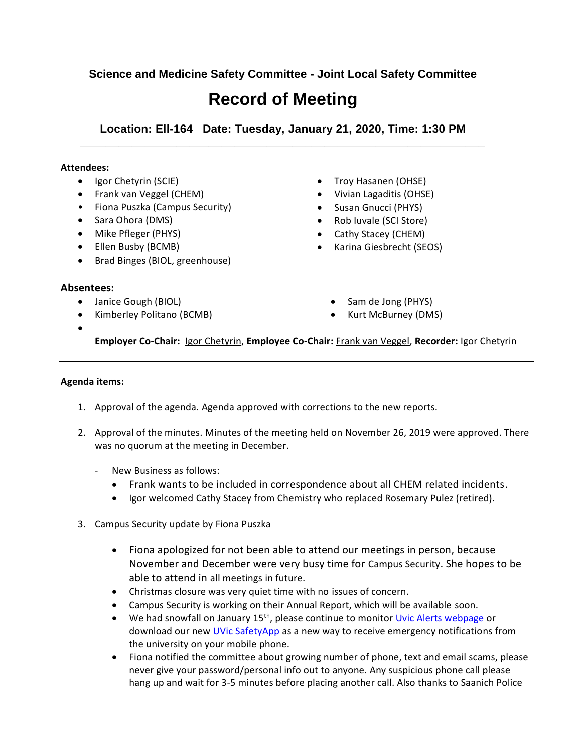### Science and Medicine Safety Committee - Joint Local Safety Committee

# Record of Meeting

### Location: Ell-164 Date: Tuesday, January 21, 2020, Time: 1:30 PM

---

**Attendees:**

- Igor Chetyrin (SCIE)
- Frank van Veggel (CHEM)
- Fiona Puszka (Campus Security)
- Sara Ohora (DMS)
- Mike Pfleger (PHYS)
- Ellen Busby (BCMB)
- Brad Binges (BIOL, greenhouse)
- Troy Hasanen (OHSE)
- Vivian Lagaditis (OHSE)
- Susan Gnucci (PHYS)
- Rob Iuvale (SCI Store)
- Cathy Stacey (CHEM)
- Karina Giesbrecht (SEOS)

**Absentees:**

- Janice Gough (BIOL)
- Kimberley Politano (BCMB)
- Sam de Jong (PHYS)
- Kurt McBurney (DMS)
-

**Employer Co-Chair:** Igor Chetyrin, **Employee Co-Chair:** Frank van Veggel, **Recorder:** Igor Chetyrin

---

**Agenda items:**

1. Approval of the agenda. Agenda approved with corrections to the new reports.

2. Approval of the minutes. Minutes of the meeting held on November 26, 2019 were approved. There was no quorum at the meeting in December.

   - New Business as follows:
     - Frank wants to be included in correspondence about all CHEM related incidents.
     - Igor welcomed Cathy Stacey from Chemistry who replaced Rosemary Pulez (retired).

3. Campus Security update by Fiona Puszka

   - Fiona apologized for not been able to attend our meetings in person, because November and December were very busy time for Campus Security. She hopes to be able to attend in all meetings in future.
   - Christmas closure was very quiet time with no issues of concern.
   - Campus Security is working on their Annual Report, which will be available soon.
   - We had snowfall on January 15th, please continue to monitor Uvic Alerts webpage or download our new UVic SafetyApp as a new way to receive emergency notifications from the university on your mobile phone.
   - Fiona notified the committee about growing number of phone, text and email scams, please never give your password/personal info out to anyone. Any suspicious phone call please hang up and wait for 3-5 minutes before placing another call. Also thanks to Saanich Police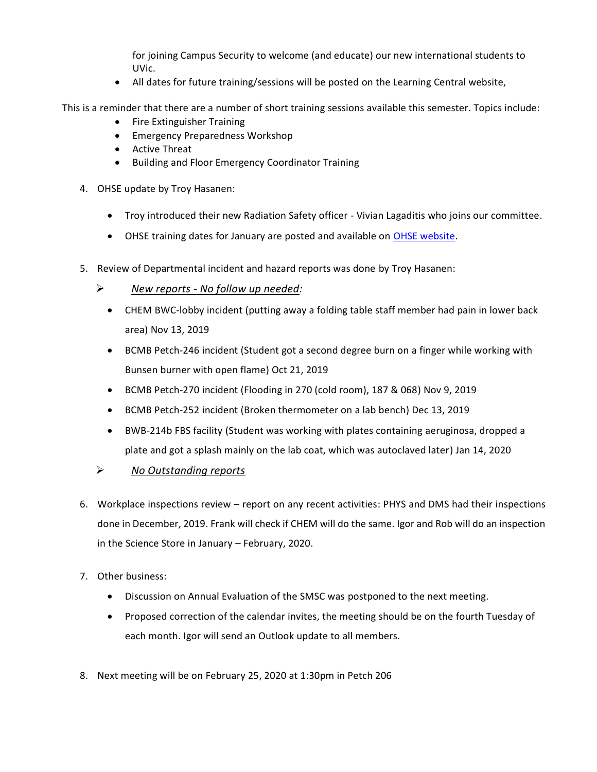for joining Campus Security to welcome (and educate) our new international students to UVic.

- All dates for future training/sessions will be posted on the Learning Central website,

This is a reminder that there are a number of short training sessions available this semester. Topics include:

- Fire Extinguisher Training
- Emergency Preparedness Workshop
- Active Threat
- Building and Floor Emergency Coordinator Training

4. OHSE update by Troy Hasanen:

   - Troy introduced their new Radiation Safety officer - Vivian Lagaditis who joins our committee.
   - OHSE training dates for January are posted and available on [OHSE website](OHSE website).

5. Review of Departmental incident and hazard reports was done by Troy Hasanen:

   ➢ *New reports - No follow up needed:*

   - CHEM BWC-lobby incident (putting away a folding table staff member had pain in lower back area) Nov 13, 2019
   - BCMB Petch-246 incident (Student got a second degree burn on a finger while working with Bunsen burner with open flame) Oct 21, 2019
   - BCMB Petch-270 incident (Flooding in 270 (cold room), 187 & 068) Nov 9, 2019
   - BCMB Petch-252 incident (Broken thermometer on a lab bench) Dec 13, 2019
   - BWB-214b FBS facility (Student was working with plates containing aeruginosa, dropped a plate and got a splash mainly on the lab coat, which was autoclaved later) Jan 14, 2020

   ➢ *No Outstanding reports*

6. Workplace inspections review – report on any recent activities: PHYS and DMS had their inspections done in December, 2019. Frank will check if CHEM will do the same. Igor and Rob will do an inspection in the Science Store in January – February, 2020.

7. Other business:

   - Discussion on Annual Evaluation of the SMSC was postponed to the next meeting.
   - Proposed correction of the calendar invites, the meeting should be on the fourth Tuesday of each month. Igor will send an Outlook update to all members.

8. Next meeting will be on February 25, 2020 at 1:30pm in Petch 206